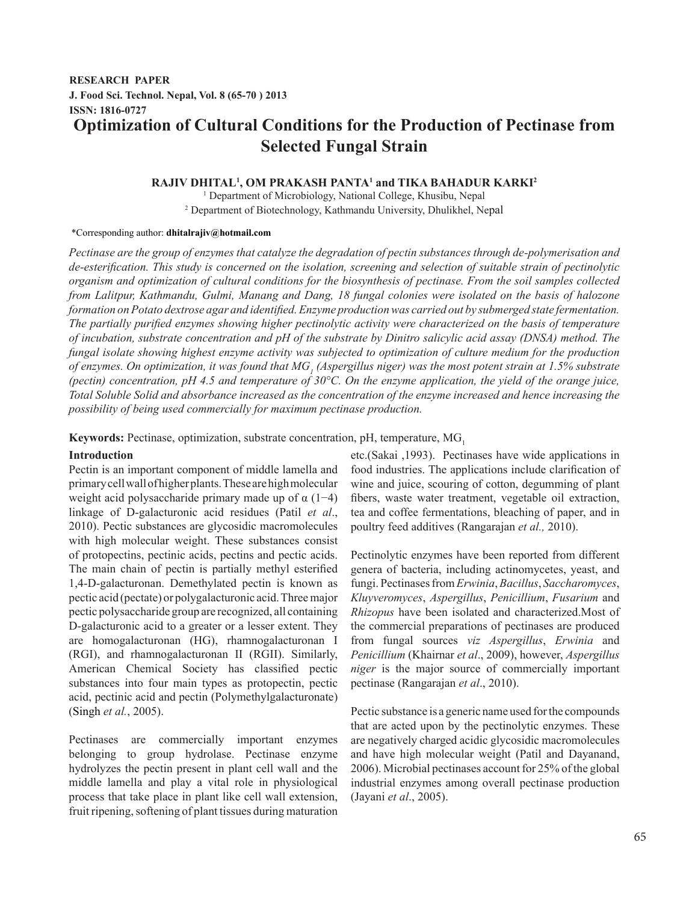**RESEARCH PAPER**
**J. Food Sci. Technol. Nepal, Vol. 8 (65-70 ) 2013**
**ISSN: 1816-0727**

# Optimization of Cultural Conditions for the Production of Pectinase from Selected Fungal Strain

**RAJIV DHITAL[1], OM PRAKASH PANTA[1] and TIKA BAHADUR KARKI[2]**

[1] Department of Microbiology, National College, Khusibu, Nepal
[2] Department of Biotechnology, Kathmandu University, Dhulikhel, Nepal

*Corresponding author: **dhitalrajiv@hotmail.com**

*Pectinase are the group of enzymes that catalyze the degradation of pectin substances through de-polymerisation and de-esterification. This study is concerned on the isolation, screening and selection of suitable strain of pectinolytic organism and optimization of cultural conditions for the biosynthesis of pectinase. From the soil samples collected from Lalitpur, Kathmandu, Gulmi, Manang and Dang, 18 fungal colonies were isolated on the basis of halozone formation on Potato dextrose agar and identified. Enzyme production was carried out by submerged state fermentation. The partially purified enzymes showing higher pectinolytic activity were characterized on the basis of temperature of incubation, substrate concentration and pH of the substrate by Dinitro salicylic acid assay (DNSA) method. The fungal isolate showing highest enzyme activity was subjected to optimization of culture medium for the production of enzymes. On optimization, it was found that $MG_1$ (Aspergillus niger) was the most potent strain at 1.5% substrate (pectin) concentration, pH 4.5 and temperature of 30°C. On the enzyme application, the yield of the orange juice, Total Soluble Solid and absorbance increased as the concentration of the enzyme increased and hence increasing the possibility of being used commercially for maximum pectinase production.*

**Keywords:** Pectinase, optimization, substrate concentration, pH, temperature, $MG_1$

## Introduction

Pectin is an important component of middle lamella and primary cell wall of higher plants. These are high molecular weight acid polysaccharide primary made up of α (1−4) linkage of D-galacturonic acid residues (Patil *et al*., 2010). Pectic substances are glycosidic macromolecules with high molecular weight. These substances consist of protopectins, pectinic acids, pectins and pectic acids. The main chain of pectin is partially methyl esterified 1,4-D-galacturonan. Demethylated pectin is known as pectic acid (pectate) or polygalacturonic acid. Three major pectic polysaccharide group are recognized, all containing D-galacturonic acid to a greater or a lesser extent. They are homogalacturonan (HG), rhamnogalacturonan I (RGI), and rhamnogalacturonan II (RGII). Similarly, American Chemical Society has classified pectic substances into four main types as protopectin, pectic acid, pectinic acid and pectin (Polymethylgalacturonate) (Singh *et al.*, 2005).

Pectinases are commercially important enzymes belonging to group hydrolase. Pectinase enzyme hydrolyzes the pectin present in plant cell wall and the middle lamella and play a vital role in physiological process that take place in plant like cell wall extension, fruit ripening, softening of plant tissues during maturation etc.(Sakai ,1993). Pectinases have wide applications in food industries. The applications include clarification of wine and juice, scouring of cotton, degumming of plant fibers, waste water treatment, vegetable oil extraction, tea and coffee fermentations, bleaching of paper, and in poultry feed additives (Rangarajan *et al.,* 2010).

Pectinolytic enzymes have been reported from different genera of bacteria, including actinomycetes, yeast, and fungi. Pectinases from *Erwinia*, *Bacillus*, *Saccharomyces*, *Kluyveromyces*, *Aspergillus*, *Penicillium*, *Fusarium* and *Rhizopus* have been isolated and characterized.Most of the commercial preparations of pectinases are produced from fungal sources *viz Aspergillus*, *Erwinia* and *Penicillium* (Khairnar *et al*., 2009), however, *Aspergillus niger* is the major source of commercially important pectinase (Rangarajan *et al*., 2010).

Pectic substance is a generic name used for the compounds that are acted upon by the pectinolytic enzymes. These are negatively charged acidic glycosidic macromolecules and have high molecular weight (Patil and Dayanand, 2006). Microbial pectinases account for 25% of the global industrial enzymes among overall pectinase production (Jayani *et al*., 2005).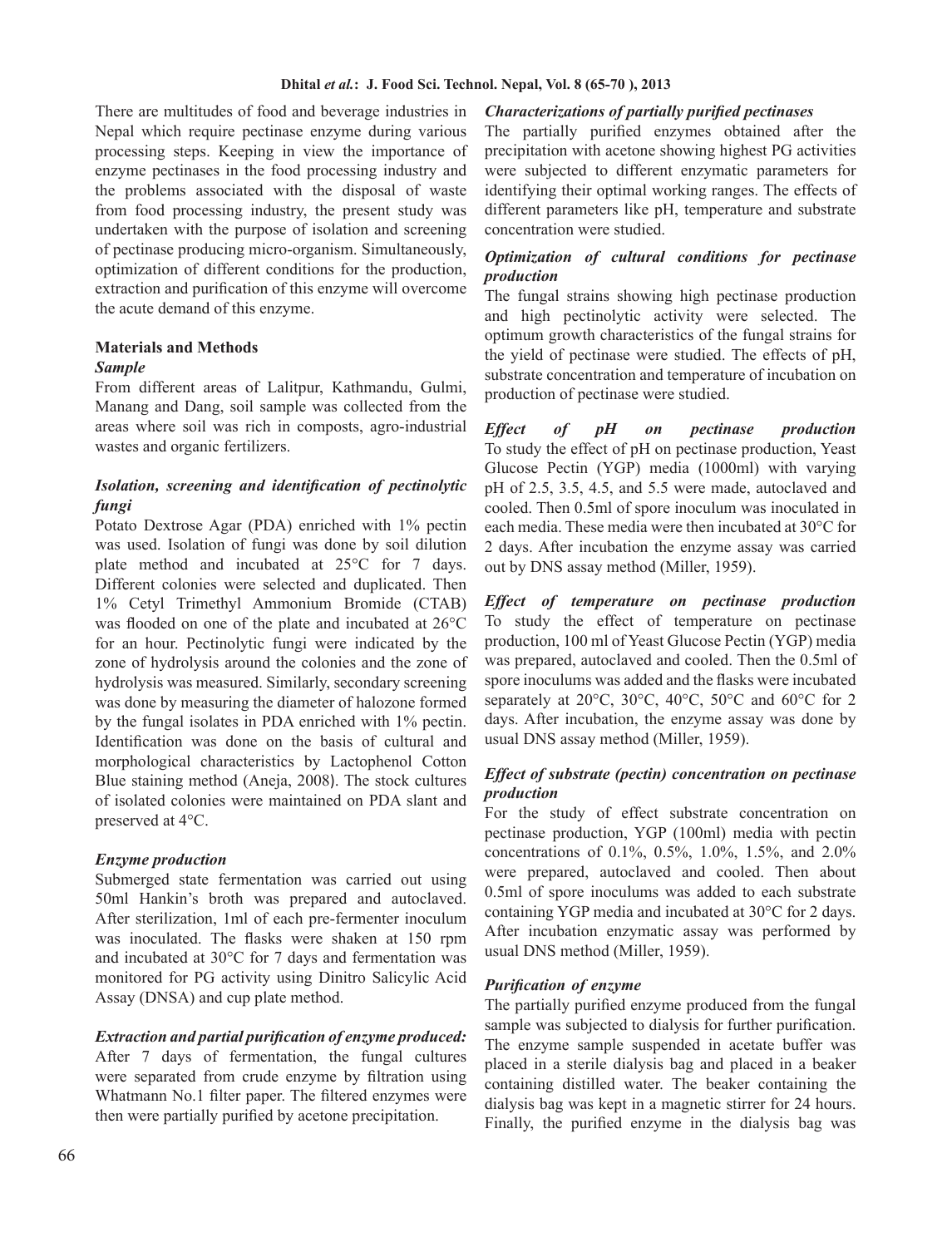There are multitudes of food and beverage industries in Nepal which require pectinase enzyme during various processing steps. Keeping in view the importance of enzyme pectinases in the food processing industry and the problems associated with the disposal of waste from food processing industry, the present study was undertaken with the purpose of isolation and screening of pectinase producing micro-organism. Simultaneously, optimization of different conditions for the production, extraction and purification of this enzyme will overcome the acute demand of this enzyme.

## Materials and Methods

### *Sample*

From different areas of Lalitpur, Kathmandu, Gulmi, Manang and Dang, soil sample was collected from the areas where soil was rich in composts, agro-industrial wastes and organic fertilizers.

### *Isolation, screening and identification of pectinolytic fungi*

Potato Dextrose Agar (PDA) enriched with 1% pectin was used. Isolation of fungi was done by soil dilution plate method and incubated at 25°C for 7 days. Different colonies were selected and duplicated. Then 1% Cetyl Trimethyl Ammonium Bromide (CTAB) was flooded on one of the plate and incubated at 26°C for an hour. Pectinolytic fungi were indicated by the zone of hydrolysis around the colonies and the zone of hydrolysis was measured. Similarly, secondary screening was done by measuring the diameter of halozone formed by the fungal isolates in PDA enriched with 1% pectin. Identification was done on the basis of cultural and morphological characteristics by Lactophenol Cotton Blue staining method (Aneja, 2008). The stock cultures of isolated colonies were maintained on PDA slant and preserved at 4°C.

### *Enzyme production*

Submerged state fermentation was carried out using 50ml Hankin's broth was prepared and autoclaved. After sterilization, 1ml of each pre-fermenter inoculum was inoculated. The flasks were shaken at 150 rpm and incubated at 30°C for 7 days and fermentation was monitored for PG activity using Dinitro Salicylic Acid Assay (DNSA) and cup plate method.

### *Extraction and partial purification of enzyme produced:*

After 7 days of fermentation, the fungal cultures were separated from crude enzyme by filtration using Whatmann No.1 filter paper. The filtered enzymes were then were partially purified by acetone precipitation.

### *Characterizations of partially purified pectinases*

The partially purified enzymes obtained after the precipitation with acetone showing highest PG activities were subjected to different enzymatic parameters for identifying their optimal working ranges. The effects of different parameters like pH, temperature and substrate concentration were studied.

### *Optimization of cultural conditions for pectinase production*

The fungal strains showing high pectinase production and high pectinolytic activity were selected. The optimum growth characteristics of the fungal strains for the yield of pectinase were studied. The effects of pH, substrate concentration and temperature of incubation on production of pectinase were studied.

***Effect of pH on pectinase production*** To study the effect of pH on pectinase production, Yeast Glucose Pectin (YGP) media (1000ml) with varying pH of 2.5, 3.5, 4.5, and 5.5 were made, autoclaved and cooled. Then 0.5ml of spore inoculum was inoculated in each media. These media were then incubated at 30°C for 2 days. After incubation the enzyme assay was carried out by DNS assay method (Miller, 1959).

***Effect of temperature on pectinase production*** To study the effect of temperature on pectinase production, 100 ml of Yeast Glucose Pectin (YGP) media was prepared, autoclaved and cooled. Then the 0.5ml of spore inoculums was added and the flasks were incubated separately at 20°C, 30°C, 40°C, 50°C and 60°C for 2 days. After incubation, the enzyme assay was done by usual DNS assay method (Miller, 1959).

### *Effect of substrate (pectin) concentration on pectinase production*

For the study of effect substrate concentration on pectinase production, YGP (100ml) media with pectin concentrations of 0.1%, 0.5%, 1.0%, 1.5%, and 2.0% were prepared, autoclaved and cooled. Then about 0.5ml of spore inoculums was added to each substrate containing YGP media and incubated at 30°C for 2 days. After incubation enzymatic assay was performed by usual DNS method (Miller, 1959).

### *Purification of enzyme*

The partially purified enzyme produced from the fungal sample was subjected to dialysis for further purification. The enzyme sample suspended in acetate buffer was placed in a sterile dialysis bag and placed in a beaker containing distilled water. The beaker containing the dialysis bag was kept in a magnetic stirrer for 24 hours. Finally, the purified enzyme in the dialysis bag was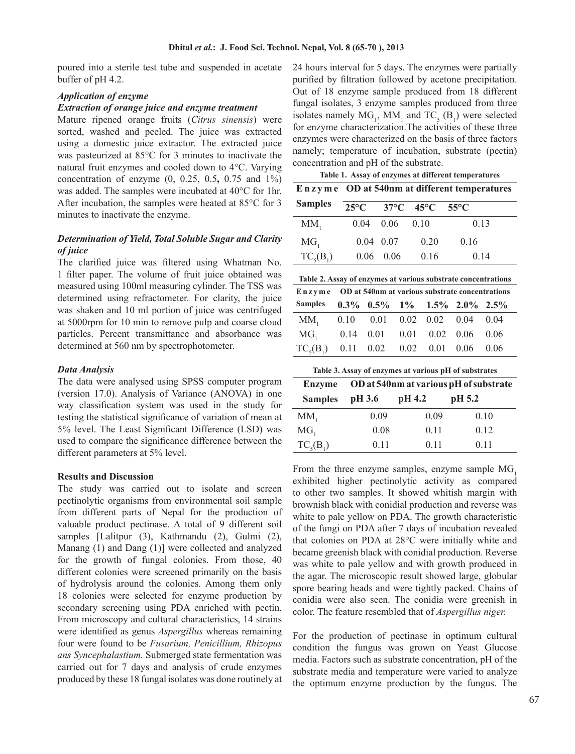poured into a sterile test tube and suspended in acetate buffer of pH 4.2.

### *Application of enzyme*

### *Extraction of orange juice and enzyme treatment*

Mature ripened orange fruits (*Citrus sinensis*) were sorted, washed and peeled. The juice was extracted using a domestic juice extractor. The extracted juice was pasteurized at 85°C for 3 minutes to inactivate the natural fruit enzymes and cooled down to 4°C. Varying concentration of enzyme (0, 0.25, 0.5, 0.75 and 1%) was added. The samples were incubated at 40°C for 1hr. After incubation, the samples were heated at 85°C for 3 minutes to inactivate the enzyme.

### *Determination of Yield, Total Soluble Sugar and Clarity of juice*

The clarified juice was filtered using Whatman No. 1 filter paper. The volume of fruit juice obtained was measured using 100ml measuring cylinder. The TSS was determined using refractometer. For clarity, the juice was shaken and 10 ml portion of juice was centrifuged at 5000rpm for 10 min to remove pulp and coarse cloud particles. Percent transmittance and absorbance was determined at 560 nm by spectrophotometer.

### *Data Analysis*

The data were analysed using SPSS computer program (version 17.0). Analysis of Variance (ANOVA) in one way classification system was used in the study for testing the statistical significance of variation of mean at 5% level. The Least Significant Difference (LSD) was used to compare the significance difference between the different parameters at 5% level.

## Results and Discussion

The study was carried out to isolate and screen pectinolytic organisms from environmental soil sample from different parts of Nepal for the production of valuable product pectinase. A total of 9 different soil samples [Lalitpur (3), Kathmandu (2), Gulmi (2), Manang (1) and Dang (1)] were collected and analyzed for the growth of fungal colonies. From those, 40 different colonies were screened primarily on the basis of hydrolysis around the colonies. Among them only 18 colonies were selected for enzyme production by secondary screening using PDA enriched with pectin. From microscopy and cultural characteristics, 14 strains were identified as genus *Aspergillus* whereas remaining four were found to be *Fusarium, Penicillium, Rhizopus ans Syncephalastium.* Submerged state fermentation was carried out for 7 days and analysis of crude enzymes produced by these 18 fungal isolates was done routinely at 24 hours interval for 5 days. The enzymes were partially purified by filtration followed by acetone precipitation. Out of 18 enzyme sample produced from 18 different fungal isolates, 3 enzyme samples produced from three isolates namely $MG_1$, $MM_1$ and $TC_5$ ($B_1$) were selected for enzyme characterization. The activities of these three enzymes were characterized on the basis of three factors namely; temperature of incubation, substrate (pectin) concentration and pH of the substrate.

**Table 1. Assay of enzymes at different temperatures**

| Enzyme Samples | OD at 540nm at different temperatures | | | |
|---|---|---|---|---|
| | 25°C | 37°C | 45°C | 55°C |
| $MM_1$ | 0.04 | 0.06 | 0.10 | 0.13 |
| $MG_1$ | 0.04 | 0.07 | 0.20 | 0.16 |
| $TC_5(B_1)$ | 0.06 | 0.06 | 0.16 | 0.14 |

**Table 2. Assay of enzymes at various substrate concentrations**

| Enzyme Samples | OD at 540nm at various substrate concentrations | | | | | |
|---|---|---|---|---|---|---|
| | 0.3% | 0.5% | 1% | 1.5% | 2.0% | 2.5% |
| $MM_1$ | 0.10 | 0.01 | 0.02 | 0.02 | 0.04 | 0.04 |
| $MG_1$ | 0.14 | 0.01 | 0.01 | 0.02 | 0.06 | 0.06 |
| $TC_5(B_1)$ | 0.11 | 0.02 | 0.02 | 0.01 | 0.06 | 0.06 |

**Table 3. Assay of enzymes at various pH of substrates**

| Enzyme Samples | OD at 540nm at various pH of substrate | | |
|---|---|---|---|
| | pH 3.6 | pH 4.2 | pH 5.2 |
| $MM_1$ | 0.09 | 0.09 | 0.10 |
| $MG_1$ | 0.08 | 0.11 | 0.12 |
| $TC_5(B_1)$ | 0.11 | 0.11 | 0.11 |

From the three enzyme samples, enzyme sample $MG_1$ exhibited higher pectinolytic activity as compared to other two samples. It showed whitish margin with brownish black with conidial production and reverse was white to pale yellow on PDA. The growth characteristic of the fungi on PDA after 7 days of incubation revealed that colonies on PDA at 28°C were initially white and became greenish black with conidial production. Reverse was white to pale yellow and with growth produced in the agar. The microscopic result showed large, globular spore bearing heads and were tightly packed. Chains of conidia were also seen. The conidia were greenish in color. The feature resembled that of *Aspergillus niger.*

For the production of pectinase in optimum cultural condition the fungus was grown on Yeast Glucose media. Factors such as substrate concentration, pH of the substrate media and temperature were varied to analyze the optimum enzyme production by the fungus. The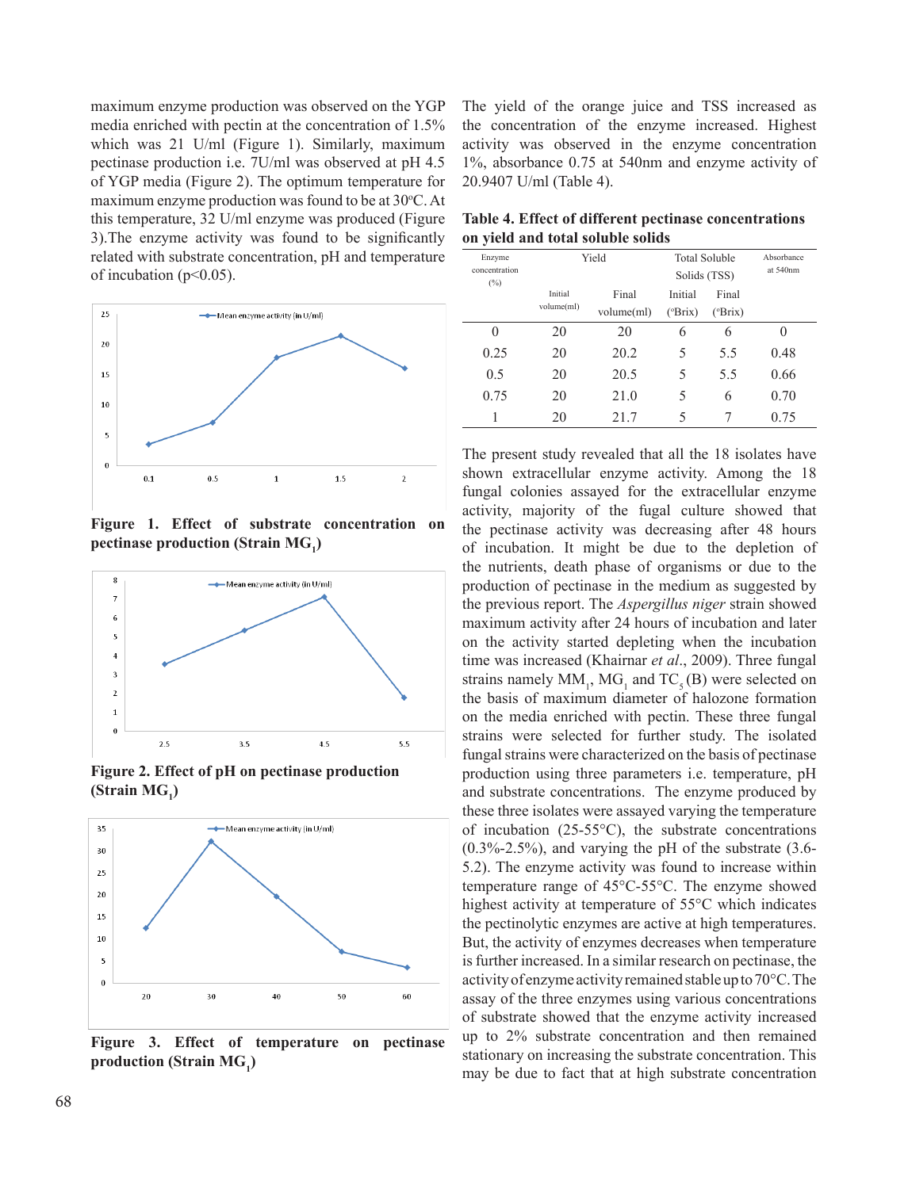maximum enzyme production was observed on the YGP media enriched with pectin at the concentration of 1.5% which was 21 U/ml (Figure 1). Similarly, maximum pectinase production i.e. 7U/ml was observed at pH 4.5 of YGP media (Figure 2). The optimum temperature for maximum enzyme production was found to be at 30°C. At this temperature, 32 U/ml enzyme was produced (Figure 3).The enzyme activity was found to be significantly related with substrate concentration, pH and temperature of incubation ($p<0.05$).

**Figure 1. Effect of substrate concentration on pectinase production (Strain $MG_1$)**

**Figure 2. Effect of pH on pectinase production (Strain $MG_1$)**

**Figure 3. Effect of temperature on pectinase production (Strain $MG_1$)**

The yield of the orange juice and TSS increased as the concentration of the enzyme increased. Highest activity was observed in the enzyme concentration 1%, absorbance 0.75 at 540nm and enzyme activity of 20.9407 U/ml (Table 4).

**Table 4. Effect of different pectinase concentrations on yield and total soluble solids**

| Enzyme concentration (%) | Yield | | Total Soluble Solids (TSS) | | Absorbance at 540nm |
|---|---|---|---|---|---|
| | Initial volume(ml) | Final volume(ml) | Initial (°Brix) | Final (°Brix) | |
| 0 | 20 | 20 | 6 | 6 | 0 |
| 0.25 | 20 | 20.2 | 5 | 5.5 | 0.48 |
| 0.5 | 20 | 20.5 | 5 | 5.5 | 0.66 |
| 0.75 | 20 | 21.0 | 5 | 6 | 0.70 |
| 1 | 20 | 21.7 | 5 | 7 | 0.75 |

The present study revealed that all the 18 isolates have shown extracellular enzyme activity. Among the 18 fungal colonies assayed for the extracellular enzyme activity, majority of the fugal culture showed that the pectinase activity was decreasing after 48 hours of incubation. It might be due to the depletion of the nutrients, death phase of organisms or due to the production of pectinase in the medium as suggested by the previous report. The *Aspergillus niger* strain showed maximum activity after 24 hours of incubation and later on the activity started depleting when the incubation time was increased (Khairnar *et al*., 2009). Three fungal strains namely $MM_1$, $MG_1$ and $TC_5$ (B) were selected on the basis of maximum diameter of halozone formation on the media enriched with pectin. These three fungal strains were selected for further study. The isolated fungal strains were characterized on the basis of pectinase production using three parameters i.e. temperature, pH and substrate concentrations. The enzyme produced by these three isolates were assayed varying the temperature of incubation (25-55°C), the substrate concentrations (0.3%-2.5%), and varying the pH of the substrate (3.6-5.2). The enzyme activity was found to increase within temperature range of 45°C-55°C. The enzyme showed highest activity at temperature of 55°C which indicates the pectinolytic enzymes are active at high temperatures. But, the activity of enzymes decreases when temperature is further increased. In a similar research on pectinase, the activity of enzyme activity remained stable up to 70°C. The assay of the three enzymes using various concentrations of substrate showed that the enzyme activity increased up to 2% substrate concentration and then remained stationary on increasing the substrate concentration. This may be due to fact that at high substrate concentration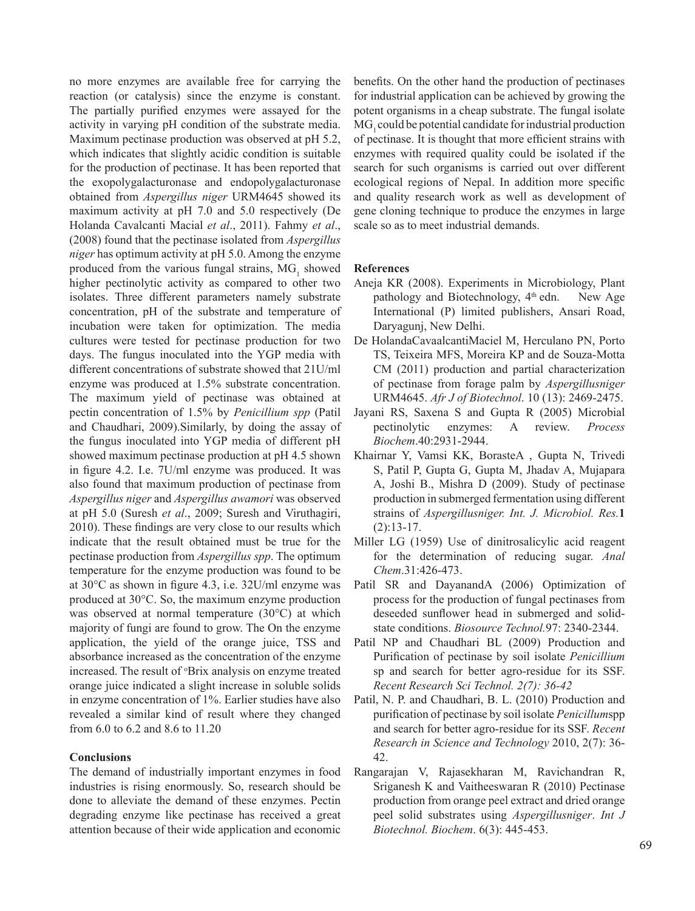no more enzymes are available free for carrying the reaction (or catalysis) since the enzyme is constant. The partially purified enzymes were assayed for the activity in varying pH condition of the substrate media. Maximum pectinase production was observed at pH 5.2, which indicates that slightly acidic condition is suitable for the production of pectinase. It has been reported that the exopolygalacturonase and endopolygalacturonase obtained from *Aspergillus niger* URM4645 showed its maximum activity at pH 7.0 and 5.0 respectively (De Holanda Cavalcanti Macial *et al*., 2011). Fahmy *et al*., (2008) found that the pectinase isolated from *Aspergillus niger* has optimum activity at pH 5.0. Among the enzyme produced from the various fungal strains, $MG_1$ showed higher pectinolytic activity as compared to other two isolates. Three different parameters namely substrate concentration, pH of the substrate and temperature of incubation were taken for optimization. The media cultures were tested for pectinase production for two days. The fungus inoculated into the YGP media with different concentrations of substrate showed that 21U/ml enzyme was produced at 1.5% substrate concentration. The maximum yield of pectinase was obtained at pectin concentration of 1.5% by *Penicillium spp* (Patil and Chaudhari, 2009).Similarly, by doing the assay of the fungus inoculated into YGP media of different pH showed maximum pectinase production at pH 4.5 shown in figure 4.2. I.e. 7U/ml enzyme was produced. It was also found that maximum production of pectinase from *Aspergillus niger* and *Aspergillus awamori* was observed at pH 5.0 (Suresh *et al*., 2009; Suresh and Viruthagiri, 2010). These findings are very close to our results which indicate that the result obtained must be true for the pectinase production from *Aspergillus spp*. The optimum temperature for the enzyme production was found to be at 30°C as shown in figure 4.3, i.e. 32U/ml enzyme was produced at 30°C. So, the maximum enzyme production was observed at normal temperature (30°C) at which majority of fungi are found to grow. The On the enzyme application, the yield of the orange juice, TSS and absorbance increased as the concentration of the enzyme increased. The result of °Brix analysis on enzyme treated orange juice indicated a slight increase in soluble solids in enzyme concentration of 1%. Earlier studies have also revealed a similar kind of result where they changed from 6.0 to 6.2 and 8.6 to 11.20

## Conclusions

The demand of industrially important enzymes in food industries is rising enormously. So, research should be done to alleviate the demand of these enzymes. Pectin degrading enzyme like pectinase has received a great attention because of their wide application and economic benefits. On the other hand the production of pectinases for industrial application can be achieved by growing the potent organisms in a cheap substrate. The fungal isolate $MG_1$ could be potential candidate for industrial production of pectinase. It is thought that more efficient strains with enzymes with required quality could be isolated if the search for such organisms is carried out over different ecological regions of Nepal. In addition more specific and quality research work as well as development of gene cloning technique to produce the enzymes in large scale so as to meet industrial demands.

## References

Aneja KR (2008). Experiments in Microbiology, Plant pathology and Biotechnology, 4th edn. New Age International (P) limited publishers, Ansari Road, Daryagunj, New Delhi.

De HolandaCavaalcantiMaciel M, Herculano PN, Porto TS, Teixeira MFS, Moreira KP and de Souza-Motta CM (2011) production and partial characterization of pectinase from forage palm by *Aspergillusniger* URM4645. *Afr J of Biotechnol*. 10 (13): 2469-2475.

Jayani RS, Saxena S and Gupta R (2005) Microbial pectinolytic enzymes: A review. *Process Biochem*.40:2931-2944.

Khairnar Y, Vamsi KK, BorasteA , Gupta N, Trivedi S, Patil P, Gupta G, Gupta M, Jhadav A, Mujapara A, Joshi B., Mishra D (2009). Study of pectinase production in submerged fermentation using different strains of *Aspergillusniger. Int. J. Microbiol. Res.***1** (2):13-17.

Miller LG (1959) Use of dinitrosalicylic acid reagent for the determination of reducing sugar. *Anal Chem*.31:426-473.

Patil SR and DayanandA (2006) Optimization of process for the production of fungal pectinases from deseeded sunflower head in submerged and solid-state conditions. *Biosource Technol.*97: 2340-2344.

Patil NP and Chaudhari BL (2009) Production and Purification of pectinase by soil isolate *Penicillium* sp and search for better agro-residue for its SSF. *Recent Research Sci Technol. 2(7): 36-42*

Patil, N. P. and Chaudhari, B. L. (2010) Production and purification of pectinase by soil isolate *Penicillum*spp and search for better agro-residue for its SSF. *Recent Research in Science and Technology* 2010, 2(7): 36-42.

Rangarajan V, Rajasekharan M, Ravichandran R, Sriganesh K and Vaitheeswaran R (2010) Pectinase production from orange peel extract and dried orange peel solid substrates using *Aspergillusniger*. *Int J Biotechnol. Biochem*. 6(3): 445-453.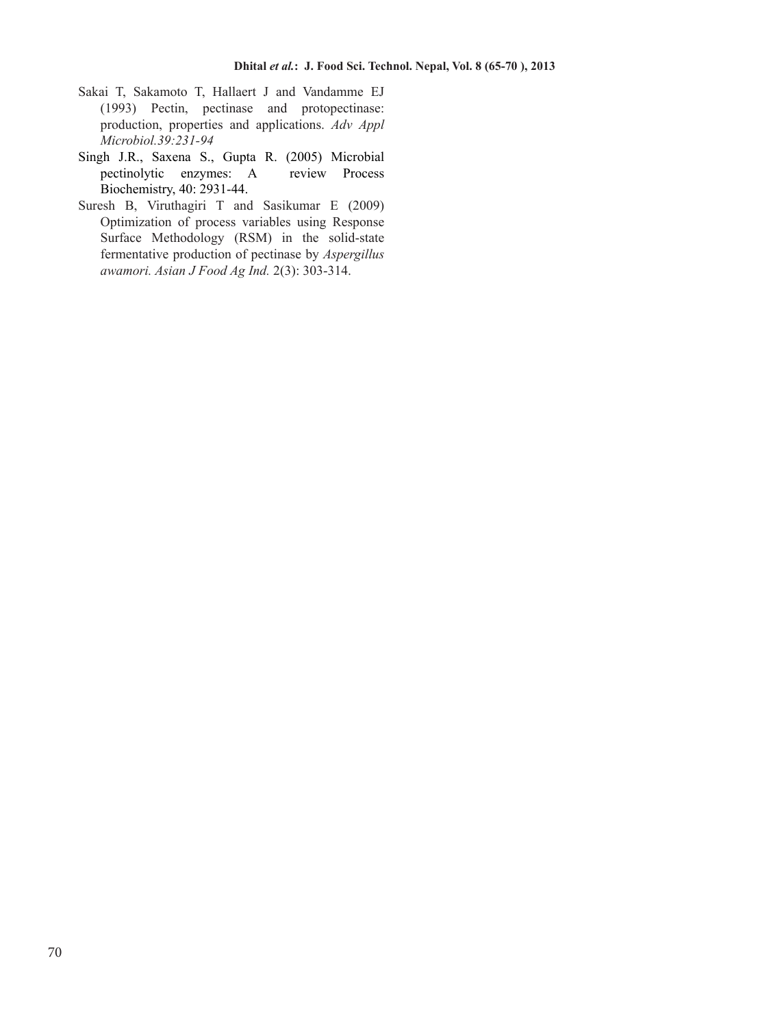Sakai T, Sakamoto T, Hallaert J and Vandamme EJ (1993) Pectin, pectinase and protopectinase: production, properties and applications. *Adv Appl Microbiol.39:231-94*

Singh J.R., Saxena S., Gupta R. (2005) Microbial pectinolytic enzymes: A review Process Biochemistry, 40: 2931-44.

Suresh B, Viruthagiri T and Sasikumar E (2009) Optimization of process variables using Response Surface Methodology (RSM) in the solid-state fermentative production of pectinase by *Aspergillus awamori. Asian J Food Ag Ind.* 2(3): 303-314.